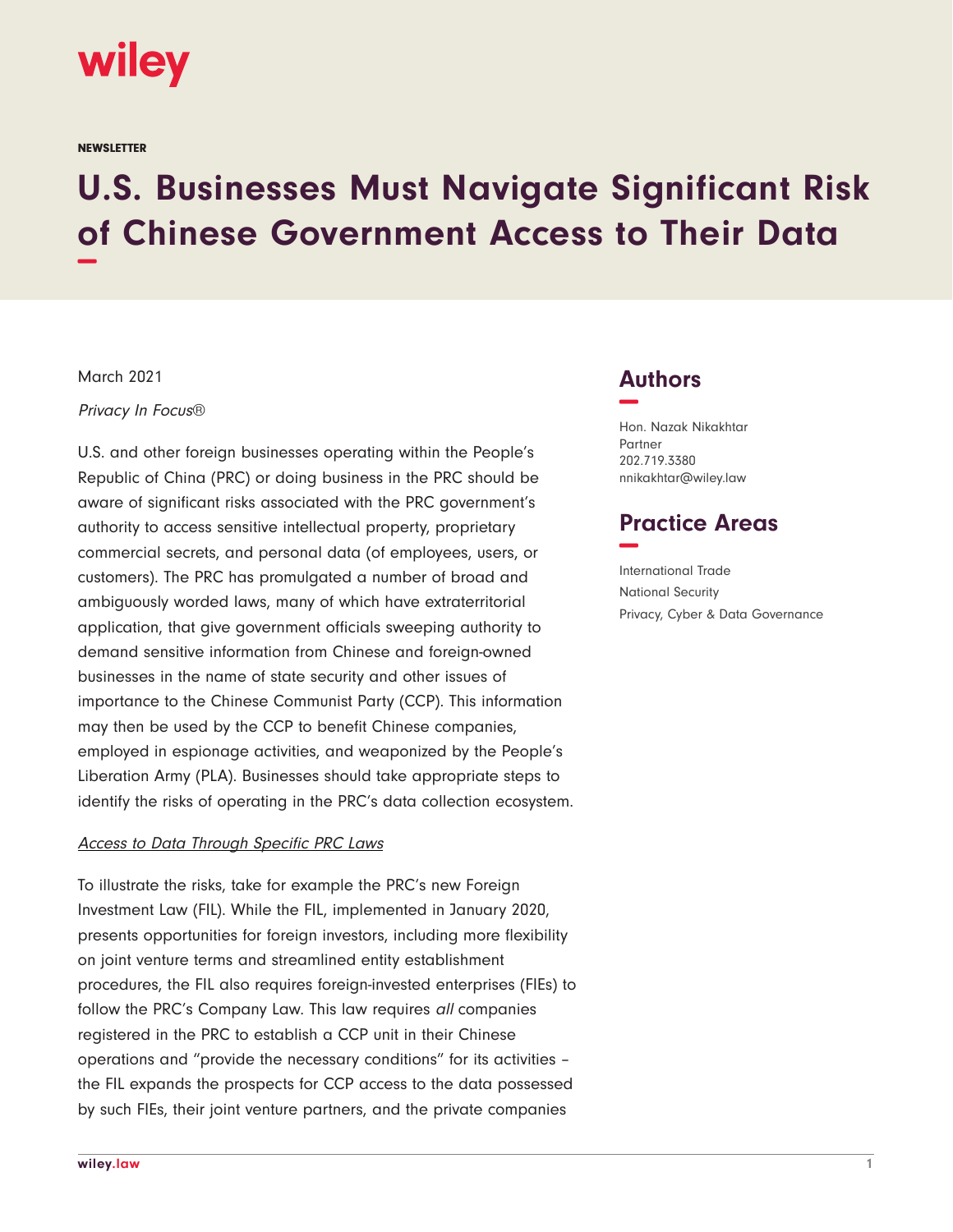NEWSLETTER

# U.S. Businesses Must Navigate Significant Risk of Chinese Government Access to Their Data

March 2021

*Privacy In Focus®*

U.S. and other foreign businesses operating within the People's Republic of China (PRC) or doing business in the PRC should be aware of significant risks associated with the PRC government's authority to access sensitive intellectual property, proprietary commercial secrets, and personal data (of employees, users, or customers). The PRC has promulgated a number of broad and ambiguously worded laws, many of which have extraterritorial application, that give government officials sweeping authority to demand sensitive information from Chinese and foreign-owned businesses in the name of state security and other issues of importance to the Chinese Communist Party (CCP). This information may then be used by the CCP to benefit Chinese companies, employed in espionage activities, and weaponized by the People's Liberation Army (PLA). Businesses should take appropriate steps to identify the risks of operating in the PRC's data collection ecosystem.

*Access to Data Through Specific PRC Laws*

To illustrate the risks, take for example the PRC's new Foreign Investment Law (FIL). While the FIL, implemented in January 2020, presents opportunities for foreign investors, including more flexibility on joint venture terms and streamlined entity establishment procedures, the FIL also requires foreign-invested enterprises (FIEs) to follow the PRC's Company Law. This law requires *all* companies registered in the PRC to establish a CCP unit in their Chinese operations and "provide the necessary conditions" for its activities – the FIL expands the prospects for CCP access to the data possessed by such FIEs, their joint venture partners, and the private companies

## Authors

Hon. Nazak Nikakhtar
Partner
202.719.3380
nnikakhtar@wiley.law

## Practice Areas

International Trade
National Security
Privacy, Cyber & Data Governance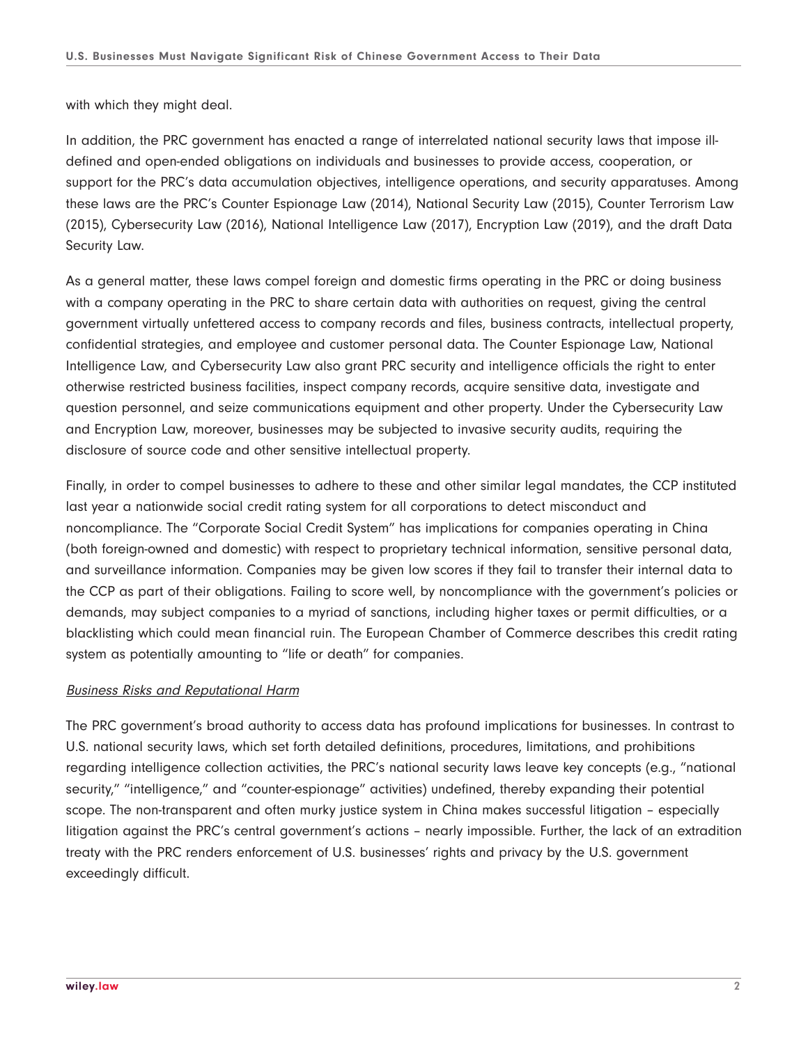with which they might deal.

In addition, the PRC government has enacted a range of interrelated national security laws that impose ill-defined and open-ended obligations on individuals and businesses to provide access, cooperation, or support for the PRC's data accumulation objectives, intelligence operations, and security apparatuses. Among these laws are the PRC's Counter Espionage Law (2014), National Security Law (2015), Counter Terrorism Law (2015), Cybersecurity Law (2016), National Intelligence Law (2017), Encryption Law (2019), and the draft Data Security Law.

As a general matter, these laws compel foreign and domestic firms operating in the PRC or doing business with a company operating in the PRC to share certain data with authorities on request, giving the central government virtually unfettered access to company records and files, business contracts, intellectual property, confidential strategies, and employee and customer personal data. The Counter Espionage Law, National Intelligence Law, and Cybersecurity Law also grant PRC security and intelligence officials the right to enter otherwise restricted business facilities, inspect company records, acquire sensitive data, investigate and question personnel, and seize communications equipment and other property. Under the Cybersecurity Law and Encryption Law, moreover, businesses may be subjected to invasive security audits, requiring the disclosure of source code and other sensitive intellectual property.

Finally, in order to compel businesses to adhere to these and other similar legal mandates, the CCP instituted last year a nationwide social credit rating system for all corporations to detect misconduct and noncompliance. The "Corporate Social Credit System" has implications for companies operating in China (both foreign-owned and domestic) with respect to proprietary technical information, sensitive personal data, and surveillance information. Companies may be given low scores if they fail to transfer their internal data to the CCP as part of their obligations. Failing to score well, by noncompliance with the government's policies or demands, may subject companies to a myriad of sanctions, including higher taxes or permit difficulties, or a blacklisting which could mean financial ruin. The European Chamber of Commerce describes this credit rating system as potentially amounting to "life or death" for companies.

*Business Risks and Reputational Harm*

The PRC government's broad authority to access data has profound implications for businesses. In contrast to U.S. national security laws, which set forth detailed definitions, procedures, limitations, and prohibitions regarding intelligence collection activities, the PRC's national security laws leave key concepts (e.g., "national security," "intelligence," and "counter-espionage" activities) undefined, thereby expanding their potential scope. The non-transparent and often murky justice system in China makes successful litigation – especially litigation against the PRC's central government's actions – nearly impossible. Further, the lack of an extradition treaty with the PRC renders enforcement of U.S. businesses' rights and privacy by the U.S. government exceedingly difficult.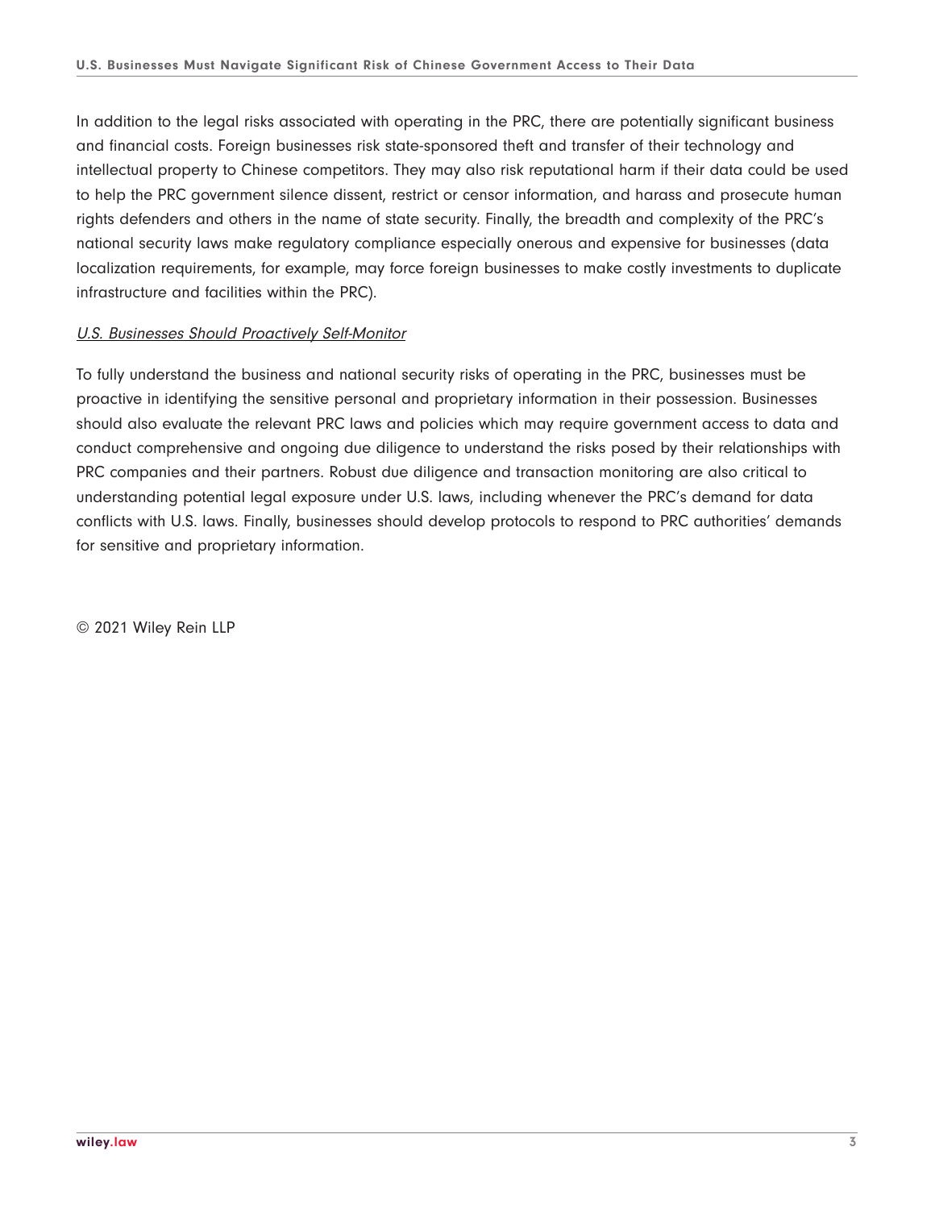In addition to the legal risks associated with operating in the PRC, there are potentially significant business and financial costs. Foreign businesses risk state-sponsored theft and transfer of their technology and intellectual property to Chinese competitors. They may also risk reputational harm if their data could be used to help the PRC government silence dissent, restrict or censor information, and harass and prosecute human rights defenders and others in the name of state security. Finally, the breadth and complexity of the PRC's national security laws make regulatory compliance especially onerous and expensive for businesses (data localization requirements, for example, may force foreign businesses to make costly investments to duplicate infrastructure and facilities within the PRC).

*U.S. Businesses Should Proactively Self-Monitor*

To fully understand the business and national security risks of operating in the PRC, businesses must be proactive in identifying the sensitive personal and proprietary information in their possession. Businesses should also evaluate the relevant PRC laws and policies which may require government access to data and conduct comprehensive and ongoing due diligence to understand the risks posed by their relationships with PRC companies and their partners. Robust due diligence and transaction monitoring are also critical to understanding potential legal exposure under U.S. laws, including whenever the PRC's demand for data conflicts with U.S. laws. Finally, businesses should develop protocols to respond to PRC authorities' demands for sensitive and proprietary information.

© 2021 Wiley Rein LLP